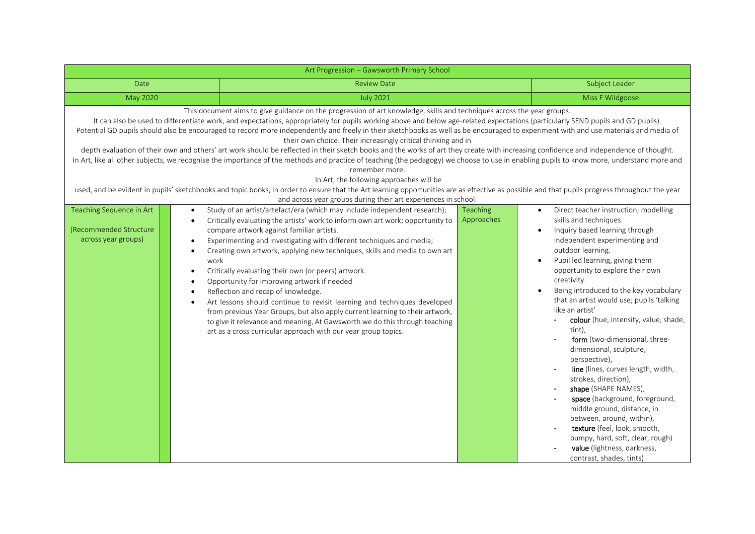| Art Progression – Gawsworth Primary School | | |
|---|---|---|
| Date | Review Date | Subject Leader |
| May 2020 | July 2021 | Miss F Wildgoose |

This document aims to give guidance on the progression of art knowledge, skills and techniques across the year groups.

It can also be used to differentiate work, and expectations, appropriately for pupils working above and below age-related expectations (particularly SEND pupils and GD pupils).

Potential GD pupils should also be encouraged to record more independently and freely in their sketchbooks as well as be encouraged to experiment with and use materials and media of their own choice. Their increasingly critical thinking and in depth evaluation of their own and others' art work should be reflected in their sketch books and the works of art they create with increasing confidence and independence of thought.

In Art, like all other subjects, we recognise the importance of the methods and practice of teaching (the pedagogy) we choose to use in enabling pupils to know more, understand more and remember more.

In Art, the following approaches will be used, and be evident in pupils' sketchbooks and topic books, in order to ensure that the Art learning opportunities are as effective as possible and that pupils progress throughout the year and across year groups during their art experiences in school.

| Teaching Sequence in Art (Recommended Structure across year groups) | | Teaching Approaches | |
|---|---|---|---|
| | • Study of an artist/artefact/era (which may include independent research);<br>• Critically evaluating the artists' work to inform own art work; opportunity to compare artwork against familiar artists.<br>• Experimenting and investigating with different techniques and media;<br>• Creating own artwork, applying new techniques, skills and media to own art work<br>• Critically evaluating their own (or peers) artwork.<br>• Opportunity for improving artwork if needed<br>• Reflection and recap of knowledge.<br>• Art lessons should continue to revisit learning and techniques developed from previous Year Groups, but also apply current learning to their artwork, to give it relevance and meaning, At Gawsworth we do this through teaching art as a cross curricular approach with our year group topics. | | • Direct teacher instruction; modelling skills and techniques.<br>• Inquiry based learning through independent experimenting and outdoor learning.<br>• Pupil led learning, giving them opportunity to explore their own creativity.<br>• Being introduced to the key vocabulary that an artist would use; pupils 'talking like an artist'<br>- **colour** (hue, intensity, value, shade, tint),<br>- **form** (two-dimensional, three-dimensional, sculpture, perspective),<br>- **line** (lines, curves length, width, strokes, direction),<br>- **shape** (SHAPE NAMES),<br>- **space** (background, foreground, middle ground, distance, in between, around, within),<br>- **texture** (feel, look, smooth, bumpy, hard, soft, clear, rough)<br>- **value** (lightness, darkness, contrast, shades, tints) |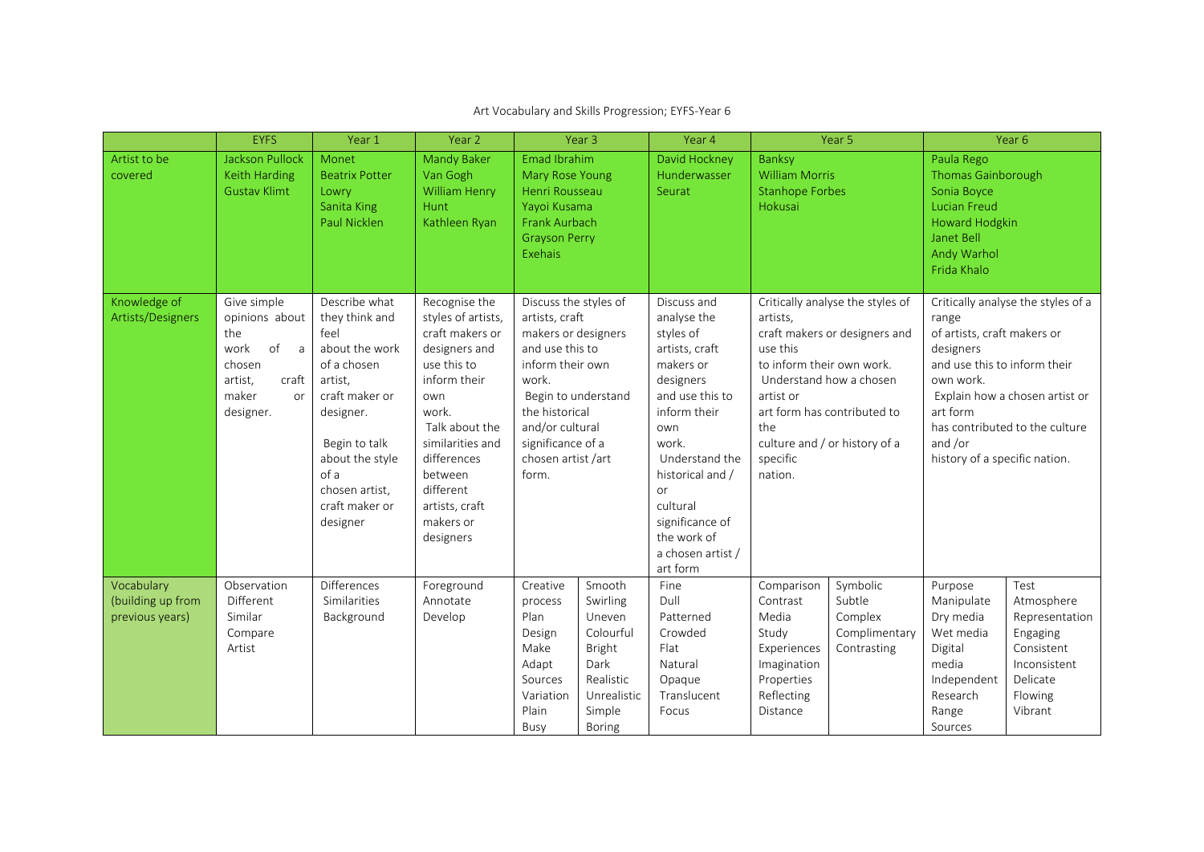Art Vocabulary and Skills Progression; EYFS-Year 6

| | EYFS | Year 1 | Year 2 | Year 3 | | Year 4 | Year 5 | | Year 6 | |
|---|---|---|---|---|---|---|---|---|---|---|
| Artist to be covered | Jackson Pullock<br>Keith Harding<br>Gustav Klimt | Monet<br>Beatrix Potter<br>Lowry<br>Sanita King<br>Paul Nicklen | Mandy Baker<br>Van Gogh<br>William Henry Hunt<br>Kathleen Ryan | Emad Ibrahim<br>Mary Rose Young<br>Henri Rousseau<br>Yayoi Kusama<br>Frank Aurbach<br>Grayson Perry<br>Exehais | | David Hockney<br>Hunderwasser<br>Seurat | Banksy<br>William Morris<br>Stanhope Forbes<br>Hokusai | | Paula Rego<br>Thomas Gainborough<br>Sonia Boyce<br>Lucian Freud<br>Howard Hodgkin<br>Janet Bell<br>Andy Warhol<br>Frida Khalo | |
| Knowledge of Artists/Designers | Give simple opinions about the work of a chosen artist, craft maker or designer. | Describe what they think and feel about the work of a chosen artist, craft maker or designer.<br><br>Begin to talk about the style of a chosen artist, craft maker or designer | Recognise the styles of artists, craft makers or designers and use this to inform their own work.<br>Talk about the similarities and differences between different artists, craft makers or designers | Discuss the styles of artists, craft makers or designers and use this to inform their own work.<br>Begin to understand the historical and/or cultural significance of a chosen artist /art form. | | Discuss and analyse the styles of artists, craft makers or designers and use this to inform their own work.<br>Understand the historical and / or cultural significance of the work of a chosen artist / art form | Critically analyse the styles of artists, craft makers or designers and use this to inform their own work.<br>Understand how a chosen artist or art form has contributed to the culture and / or history of a specific nation. | | Critically analyse the styles of a range of artists, craft makers or designers and use this to inform their own work.<br>Explain how a chosen artist or art form has contributed to the culture and /or history of a specific nation. | |
| Vocabulary (building up from previous years) | Observation<br>Different<br>Similar<br>Compare<br>Artist | Differences<br>Similarities<br>Background | Foreground<br>Annotate<br>Develop | Creative process<br>Plan<br>Design<br>Make<br>Adapt<br>Sources<br>Variation<br>Plain<br>Busy | Smooth<br>Swirling<br>Uneven<br>Colourful<br>Bright<br>Dark<br>Realistic<br>Unrealistic<br>Simple<br>Boring | Fine<br>Dull<br>Patterned<br>Crowded<br>Flat<br>Natural<br>Opaque<br>Translucent<br>Focus | Comparison<br>Contrast<br>Media<br>Study<br>Experiences<br>Imagination<br>Properties<br>Reflecting<br>Distance | Symbolic<br>Subtle<br>Complex<br>Complimentary<br>Contrasting | Purpose<br>Manipulate<br>Dry media<br>Wet media<br>Digital media<br>Independent<br>Research<br>Range<br>Sources | Test<br>Atmosphere<br>Representation<br>Engaging<br>Consistent<br>Inconsistent<br>Delicate<br>Flowing<br>Vibrant |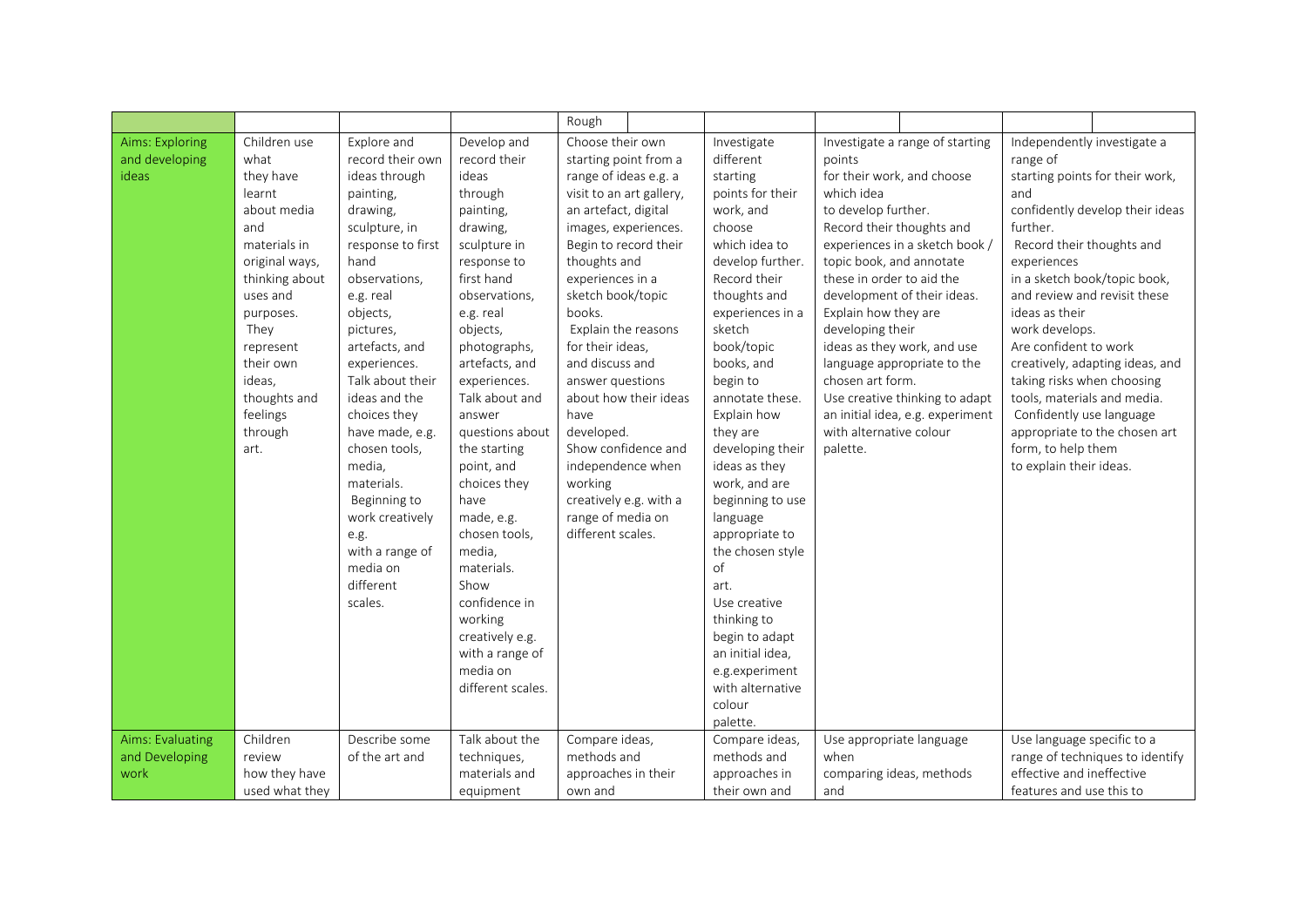| | | | | Rough | | | |
|---|---|---|---|---|---|---|---|
| Aims: Exploring and developing ideas | Children use what they have learnt about media and materials in original ways, thinking about uses and purposes. They represent their own ideas, thoughts and feelings through art. | Explore and record their own ideas through painting, drawing, sculpture, in response to first hand observations, e.g. real objects, pictures, artefacts, and experiences. Talk about their ideas and the choices they have made, e.g. chosen tools, media, materials. Beginning to work creatively e.g. with a range of media on different scales. | Develop and record their ideas through painting, drawing, sculpture in response to first hand observations, e.g. real objects, photographs, artefacts and experiences. Talk about and answer questions about the starting point, and choices they have made, e.g. chosen tools, media, materials. Show confidence in working creatively e.g. with a range of media on different scales. | Choose their own starting point from a range of ideas e.g. a visit to an art gallery, an artefact, digital images, experiences. Begin to record their thoughts and experiences in a sketch book/topic books. Explain the reasons for their ideas, and discuss and answer questions about how their ideas have developed. Show confidence and independence when working creatively e.g. with a range of media on different scales. | Investigate different starting points for their work, and choose which idea to develop further. Record their thoughts and experiences in a sketch book/topic books, and begin to annotate these. Explain how they are developing their ideas as they work, and are beginning to use language appropriate to the chosen style of art. Use creative thinking to begin to adapt an initial idea, e.g.experiment with alternative colour palette. | Investigate a range of starting points for their work, and choose which idea to develop further. Record their thoughts and experiences in a sketch book / topic book, and annotate these in order to aid the development of their ideas. Explain how they are developing their ideas as they work, and use language appropriate to the chosen art form. Use creative thinking to adapt an initial idea, e.g. experiment with alternative colour palette. | Independently investigate a range of starting points for their work, and confidently develop their ideas further. Record their thoughts and experiences in a sketch book/topic book, and review and revisit these ideas as their work develops. Are confident to work creatively, adapting ideas, and taking risks when choosing tools, materials and media. Confidently use language appropriate to the chosen art form, to help them to explain their ideas. |
| Aims: Evaluating and Developing work | Children review how they have used what they | Describe some of the art and | Talk about the techniques, materials and equipment | Compare ideas, methods and approaches in their own and | Compare ideas, methods and approaches in their own and | Use appropriate language when comparing ideas, methods and | Use language specific to a range of techniques to identify effective and ineffective features and use this to |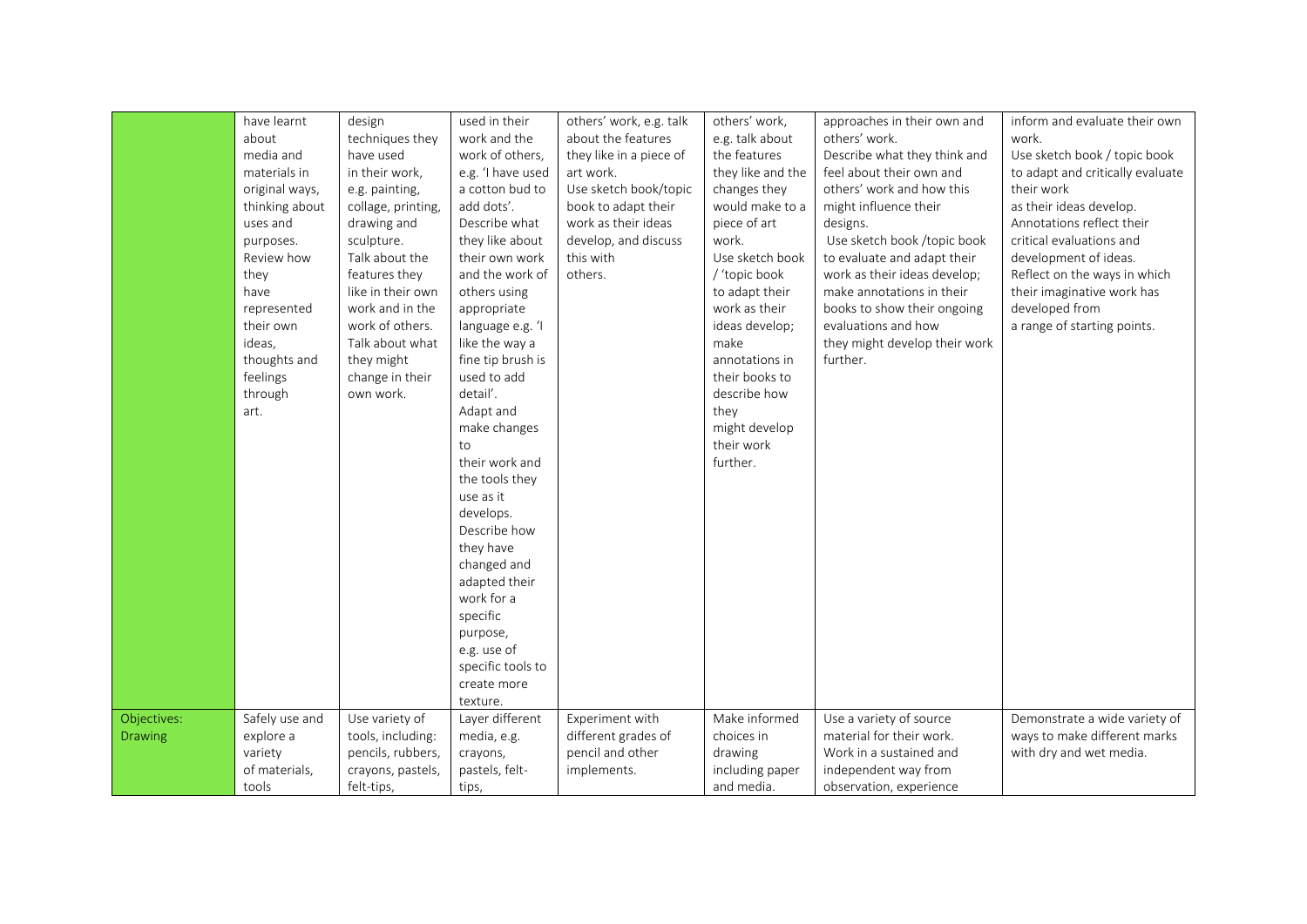| | | | | | | | |
|---|---|---|---|---|---|---|---|
| | have learnt about media and materials in original ways, thinking about uses and purposes. Review how they have represented their own ideas, thoughts and feelings through art. | design techniques they have used in their work, e.g. painting, collage, printing, drawing and sculpture. Talk about the features they like in their own work and in the work of others. Talk about what they might change in their own work. | used in their work and the work of others, e.g. 'I have used a cotton bud to add dots'. Describe what they like about their own work and the work of others using appropriate language e.g. 'I like the way a fine tip brush is used to add detail'. Adapt and make changes to their work and the tools they use as it develops. Describe how they have changed and adapted their work for a specific purpose, e.g. use of specific tools to create more texture. | others' work, e.g. talk about the features they like in a piece of art work. Use sketch book/topic book to adapt their work as their ideas develop, and discuss this with others. | others' work, e.g. talk about the features they like and the changes they would make to a piece of art work. Use sketch book / 'topic book to adapt their work as their ideas develop; make annotations in their books to describe how they might develop their work further. | approaches in their own and others' work. Describe what they think and feel about their own and others' work and how this might influence their designs. Use sketch book /topic book to evaluate and adapt their work as their ideas develop; make annotations in their books to show their ongoing evaluations and how they might develop their work further. | inform and evaluate their own work. Use sketch book / topic book to adapt and critically evaluate their work as their ideas develop. Annotations reflect their critical evaluations and development of ideas. Reflect on the ways in which their imaginative work has developed from a range of starting points. |
| Objectives: Drawing | Safely use and explore a variety of materials, tools | Use variety of tools, including: pencils, rubbers, crayons, pastels, felt-tips, | Layer different media, e.g. crayons, pastels, felt-tips, | Experiment with different grades of pencil and other implements. | Make informed choices in drawing including paper and media. | Use a variety of source material for their work. Work in a sustained and independent way from observation, experience | Demonstrate a wide variety of ways to make different marks with dry and wet media. |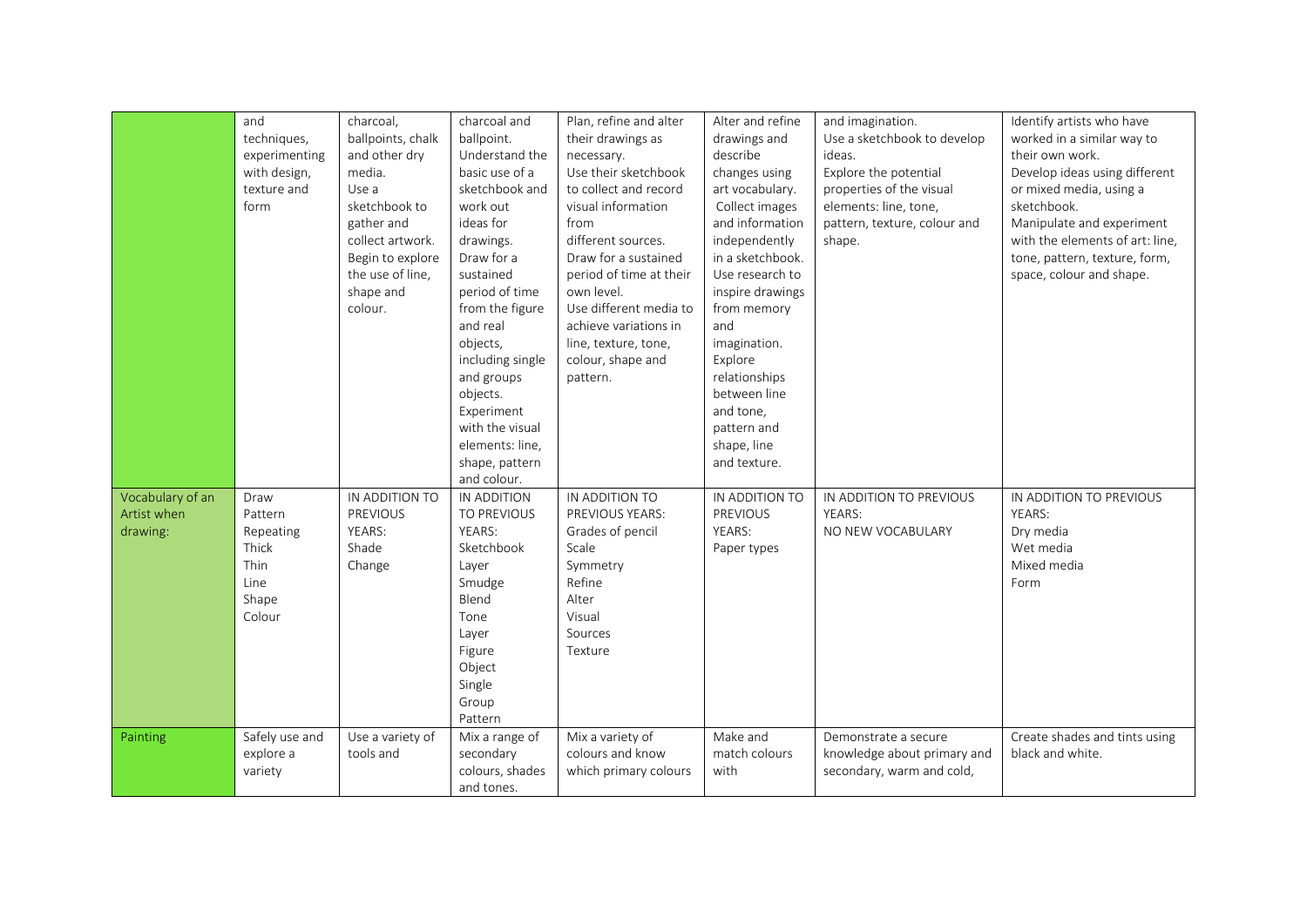|  |  |  |  |  |  |  |  |
|---|---|---|---|---|---|---|---|
|  | and techniques, experimenting with design, texture and form | charcoal, ballpoints, chalk and other dry media. Use a sketchbook to gather and collect artwork. Begin to explore the use of line, shape and colour. | charcoal and ballpoint. Understand the basic use of a sketchbook and work out ideas for drawings. Draw for a sustained period of time from the figure and real objects, including single and groups objects. Experiment with the visual elements: line, shape, pattern and colour. | Plan, refine and alter their drawings as necessary. Use their sketchbook to collect and record visual information from different sources. Draw for a sustained period of time at their own level. Use different media to achieve variations in line, texture, tone, colour, shape and pattern. | Alter and refine drawings and describe changes using art vocabulary. Collect images and information independently in a sketchbook. Use research to inspire drawings from memory and imagination. Explore relationships between line and tone, pattern and shape, line and texture. | and imagination. Use a sketchbook to develop ideas. Explore the potential properties of the visual elements: line, tone, pattern, texture, colour and shape. | Identify artists who have worked in a similar way to their own work. Develop ideas using different or mixed media, using a sketchbook. Manipulate and experiment with the elements of art: line, tone, pattern, texture, form, space, colour and shape. |
| Vocabulary of an Artist when drawing: | Draw<br>Pattern<br>Repeating<br>Thick<br>Thin<br>Line<br>Shape<br>Colour | IN ADDITION TO PREVIOUS YEARS:<br>Shade<br>Change | IN ADDITION TO PREVIOUS YEARS:<br>Sketchbook<br>Layer<br>Smudge<br>Blend<br>Tone<br>Layer<br>Figure<br>Object<br>Single<br>Group<br>Pattern | IN ADDITION TO PREVIOUS YEARS:<br>Grades of pencil<br>Scale<br>Symmetry<br>Refine<br>Alter<br>Visual<br>Sources<br>Texture | IN ADDITION TO PREVIOUS YEARS:<br>Paper types | IN ADDITION TO PREVIOUS YEARS:<br>NO NEW VOCABULARY | IN ADDITION TO PREVIOUS YEARS:<br>Dry media<br>Wet media<br>Mixed media<br>Form |
| Painting | Safely use and explore a variety | Use a variety of tools and | Mix a range of secondary colours, shades and tones. | Mix a variety of colours and know which primary colours | Make and match colours with | Demonstrate a secure knowledge about primary and secondary, warm and cold, | Create shades and tints using black and white. |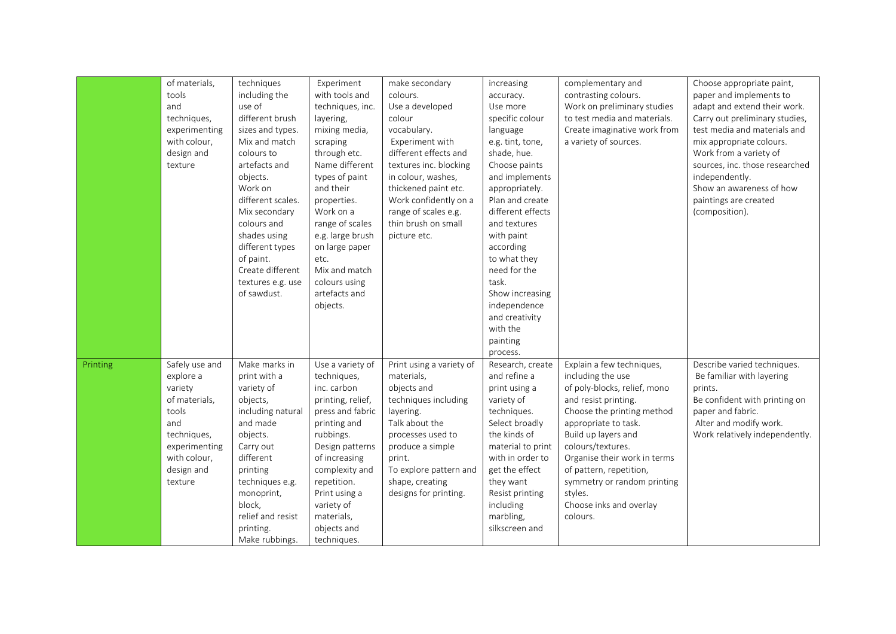| | | | | | | | |
|---|---|---|---|---|---|---|---|
| | of materials, tools and techniques, experimenting with colour, design and texture | techniques including the use of different brush sizes and types. Mix and match colours to artefacts and objects. Work on different scales. Mix secondary colours and shades using different types of paint. Create different textures e.g. use of sawdust. | Experiment with tools and techniques, inc. layering, mixing media, scraping through etc. Name different types of paint and their properties. Work on a range of scales e.g. large brush on large paper etc. Mix and match colours using artefacts and objects. | make secondary colours. Use a developed colour vocabulary. Experiment with different effects and textures inc. blocking in colour, washes, thickened paint etc. Work confidently on a range of scales e.g. thin brush on small picture etc. | increasing accuracy. Use more specific colour language e.g. tint, tone, shade, hue. Choose paints and implements appropriately. Plan and create different effects and textures with paint according to what they need for the task. Show increasing independence and creativity with the painting process. | complementary and contrasting colours. Work on preliminary studies to test media and materials. Create imaginative work from a variety of sources. | Choose appropriate paint, paper and implements to adapt and extend their work. Carry out preliminary studies, test media and materials and mix appropriate colours. Work from a variety of sources, inc. those researched independently. Show an awareness of how paintings are created (composition). |
| Printing | Safely use and explore a variety of materials, tools and techniques, experimenting with colour, design and texture | Make marks in print with a variety of objects, including natural and made objects. Carry out different printing techniques e.g. monoprint, block, relief and resist printing. Make rubbings. | Use a variety of techniques, inc. carbon printing, relief, press and fabric printing and rubbings. Design patterns of increasing complexity and repetition. Print using a variety of materials, objects and techniques. | Print using a variety of materials, objects and techniques including layering. Talk about the processes used to produce a simple print. To explore pattern and shape, creating designs for printing. | Research, create and refine a print using a variety of techniques. Select broadly the kinds of material to print with in order to get the effect they want Resist printing including marbling, silkscreen and | Explain a few techniques, including the use of poly-blocks, relief, mono and resist printing. Choose the printing method appropriate to task. Build up layers and colours/textures. Organise their work in terms of pattern, repetition, symmetry or random printing styles. Choose inks and overlay colours. | Describe varied techniques. Be familiar with layering prints. Be confident with printing on paper and fabric. Alter and modify work. Work relatively independently. |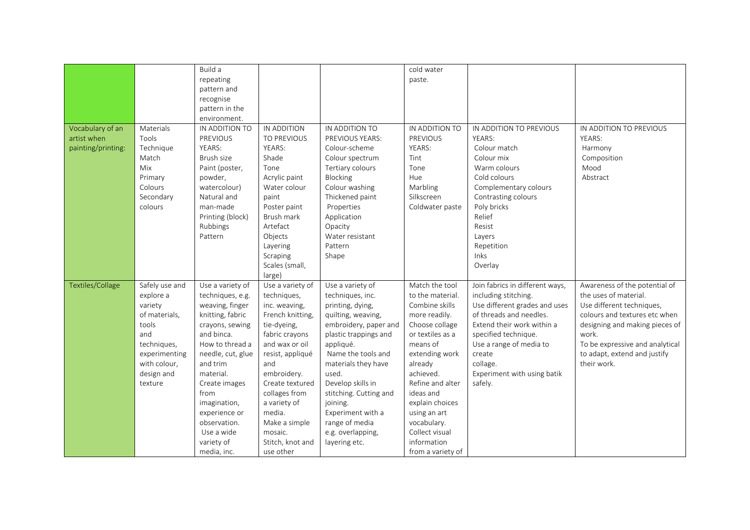| | | | | | | | |
|---|---|---|---|---|---|---|---|
| | | Build a repeating pattern and recognise pattern in the environment. | | | cold water paste. | | |
| Vocabulary of an artist when painting/printing: | Materials<br>Tools<br>Technique<br>Match<br>Mix<br>Primary Colours<br>Secondary colours | IN ADDITION TO PREVIOUS YEARS:<br>Brush size<br>Paint (poster, powder, watercolour)<br>Natural and man-made<br>Printing (block)<br>Rubbings<br>Pattern | IN ADDITION TO PREVIOUS YEARS:<br>Shade<br>Tone<br>Acrylic paint<br>Water colour paint<br>Poster paint<br>Brush mark<br>Artefact<br>Objects<br>Layering<br>Scraping<br>Scales (small, large) | IN ADDITION TO PREVIOUS YEARS:<br>Colour-scheme<br>Colour spectrum<br>Tertiary colours<br>Blocking<br>Colour washing<br>Thickened paint<br>Properties<br>Application<br>Opacity<br>Water resistant<br>Pattern<br>Shape | IN ADDITION TO PREVIOUS YEARS:<br>Tint<br>Tone<br>Hue<br>Marbling<br>Silkscreen<br>Coldwater paste | IN ADDITION TO PREVIOUS YEARS:<br>Colour match<br>Colour mix<br>Warm colours<br>Cold colours<br>Complementary colours<br>Contrasting colours<br>Poly bricks<br>Relief<br>Resist<br>Layers<br>Repetition<br>Inks<br>Overlay | IN ADDITION TO PREVIOUS YEARS:<br>Harmony<br>Composition<br>Mood<br>Abstract |
| Textiles/Collage | Safely use and explore a variety of materials, tools and techniques, experimenting with colour, design and texture | Use a variety of techniques, e.g. weaving, finger knitting, fabric crayons, sewing and binca.<br>How to thread a needle, cut, glue and trim material.<br>Create images from imagination, experience or observation.<br>Use a wide variety of media, inc. | Use a variety of techniques, inc. weaving, French knitting, tie-dyeing, fabric crayons and wax or oil resist, appliqué and embroidery.<br>Create textured collages from a variety of media.<br>Make a simple mosaic.<br>Stitch, knot and use other | Use a variety of techniques, inc. printing, dying, quilting, weaving, embroidery, paper and plastic trappings and appliqué.<br>Name the tools and materials they have used.<br>Develop skills in stitching. Cutting and joining.<br>Experiment with a range of media e.g. overlapping, layering etc. | Match the tool to the material.<br>Combine skills more readily.<br>Choose collage or textiles as a means of extending work already achieved.<br>Refine and alter ideas and explain choices using an art vocabulary.<br>Collect visual information from a variety of | Join fabrics in different ways, including stitching.<br>Use different grades and uses of threads and needles.<br>Extend their work within a specified technique.<br>Use a range of media to create collage.<br>Experiment with using batik safely. | Awareness of the potential of the uses of material.<br>Use different techniques, colours and textures etc when designing and making pieces of work.<br>To be expressive and analytical to adapt, extend and justify their work. |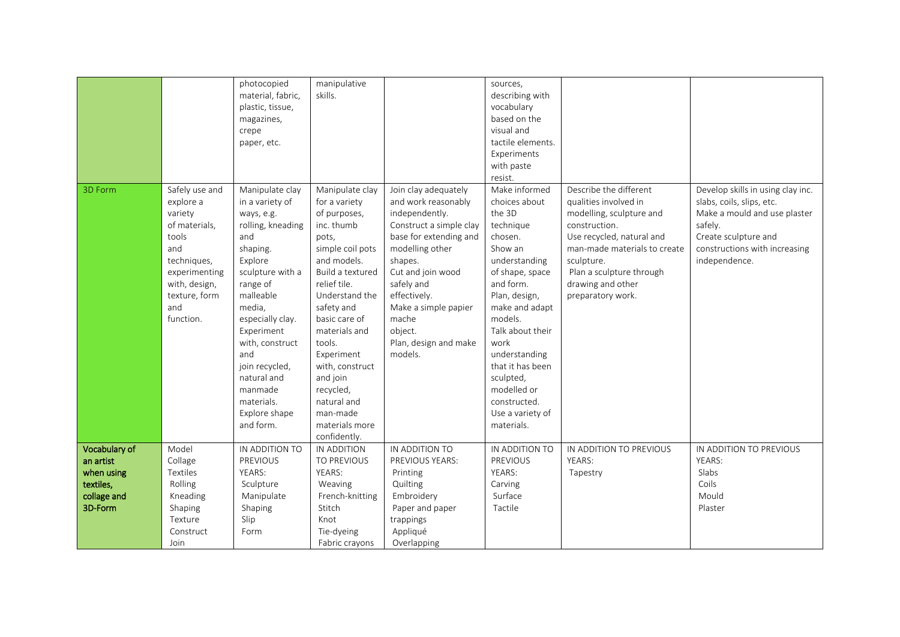| | | | | | | | |
|---|---|---|---|---|---|---|---|
| | | photocopied material, fabric, plastic, tissue, magazines, crepe paper, etc. | manipulative skills. | | sources, describing with vocabulary based on the visual and tactile elements. Experiments with paste resist. | | |
| 3D Form | Safely use and explore a variety of materials, tools and techniques, experimenting with, design, texture, form and function. | Manipulate clay in a variety of ways, e.g. rolling, kneading and shaping. Explore sculpture with a range of malleable media, especially clay. Experiment with, construct and join recycled, natural and manmade materials. Explore shape and form. | Manipulate clay for a variety of purposes, inc. thumb pots, simple coil pots and models. Build a textured relief tile. Understand the safety and basic care of materials and tools. Experiment with, construct and join recycled, natural and man-made materials more confidently. | Join clay adequately and work reasonably independently. Construct a simple clay base for extending and modelling other shapes. Cut and join wood safely and effectively. Make a simple papier mache object. Plan, design and make models. | Make informed choices about the 3D technique chosen. Show an understanding of shape, space and form. Plan, design, make and adapt models. Talk about their work understanding that it has been sculpted, modelled or constructed. Use a variety of materials. | Describe the different qualities involved in modelling, sculpture and construction. Use recycled, natural and man-made materials to create sculpture. Plan a sculpture through drawing and other preparatory work. | Develop skills in using clay inc. slabs, coils, slips, etc. Make a mould and use plaster safely. Create sculpture and constructions with increasing independence. |
| **Vocabulary of an artist when using textiles, collage and 3D-Form** | Model<br>Collage<br>Textiles<br>Rolling<br>Kneading<br>Shaping<br>Texture<br>Construct<br>Join | IN ADDITION TO PREVIOUS YEARS:<br>Sculpture<br>Manipulate<br>Shaping<br>Slip<br>Form | IN ADDITION TO PREVIOUS YEARS:<br>Weaving<br>French-knitting<br>Stitch<br>Knot<br>Tie-dyeing<br>Fabric crayons | IN ADDITION TO PREVIOUS YEARS:<br>Printing<br>Quilting<br>Embroidery<br>Paper and paper trappings<br>Appliqué<br>Overlapping | IN ADDITION TO PREVIOUS YEARS:<br>Carving<br>Surface<br>Tactile | IN ADDITION TO PREVIOUS YEARS:<br>Tapestry | IN ADDITION TO PREVIOUS YEARS:<br>Slabs<br>Coils<br>Mould<br>Plaster |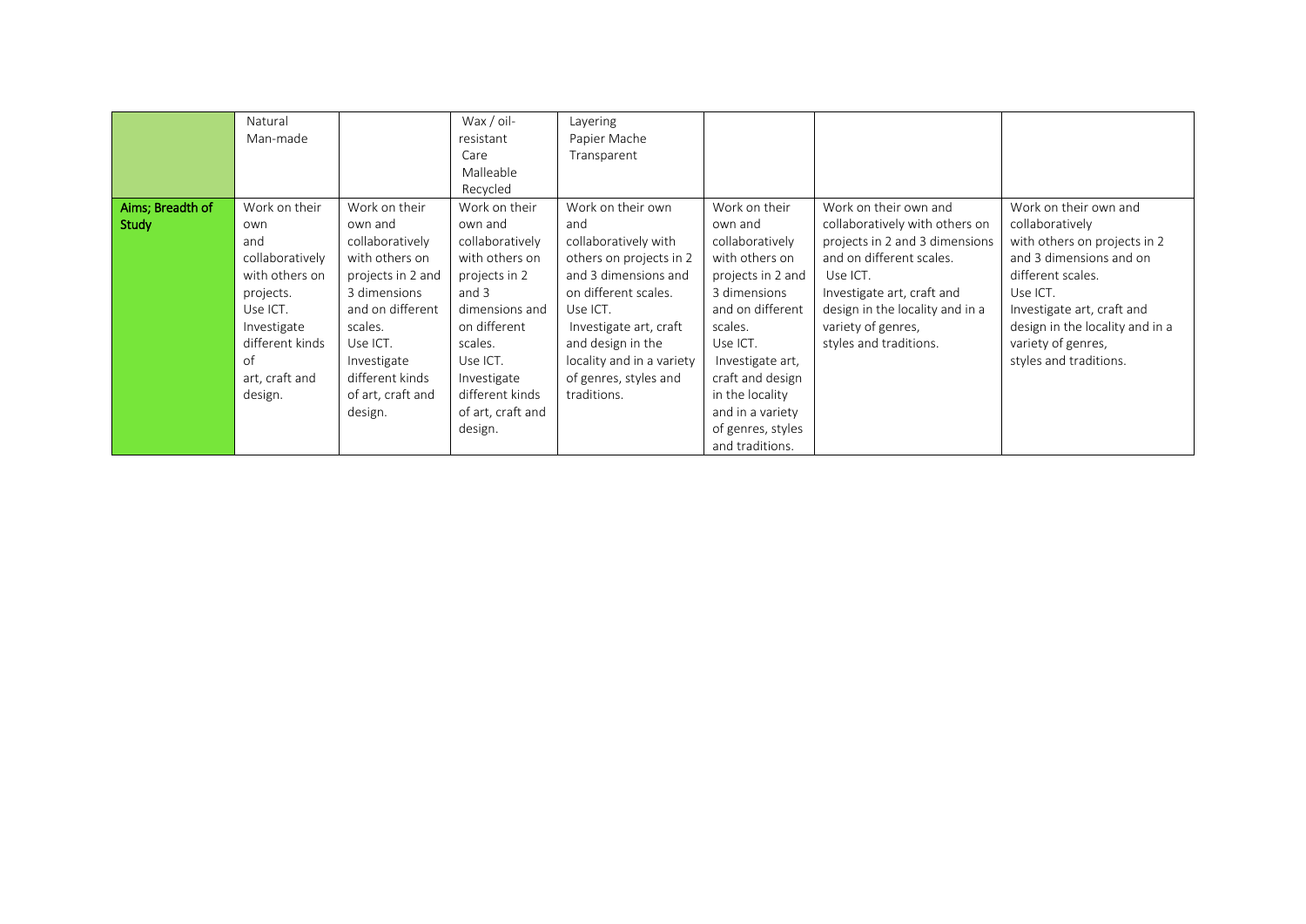| | | | | | | | |
|---|---|---|---|---|---|---|---|
| | Natural<br>Man-made | | Wax / oil-resistant<br>Care<br>Malleable<br>Recycled | Layering<br>Papier Mache<br>Transparent | | | |
| **Aims; Breadth of Study** | Work on their own and collaboratively with others on projects.<br>Use ICT.<br>Investigate different kinds of art, craft and design. | Work on their own and collaboratively with others on projects in 2 and 3 dimensions and on different scales.<br>Use ICT.<br>Investigate different kinds of art, craft and design. | Work on their own and collaboratively with others on projects in 2 and 3 dimensions and on different scales.<br>Use ICT.<br>Investigate different kinds of art, craft and design. | Work on their own and collaboratively with others on projects in 2 and 3 dimensions and on different scales.<br>Use ICT.<br>Investigate art, craft and design in the locality and in a variety of genres, styles and traditions. | Work on their own and collaboratively with others on projects in 2 and 3 dimensions and on different scales.<br>Use ICT.<br>Investigate art, craft and design in the locality and in a variety of genres, styles and traditions. | Work on their own and collaboratively with others on projects in 2 and 3 dimensions and on different scales.<br>Use ICT.<br>Investigate art, craft and design in the locality and in a variety of genres, styles and traditions. | Work on their own and collaboratively with others on projects in 2 and 3 dimensions and on different scales.<br>Use ICT.<br>Investigate art, craft and design in the locality and in a variety of genres, styles and traditions. |